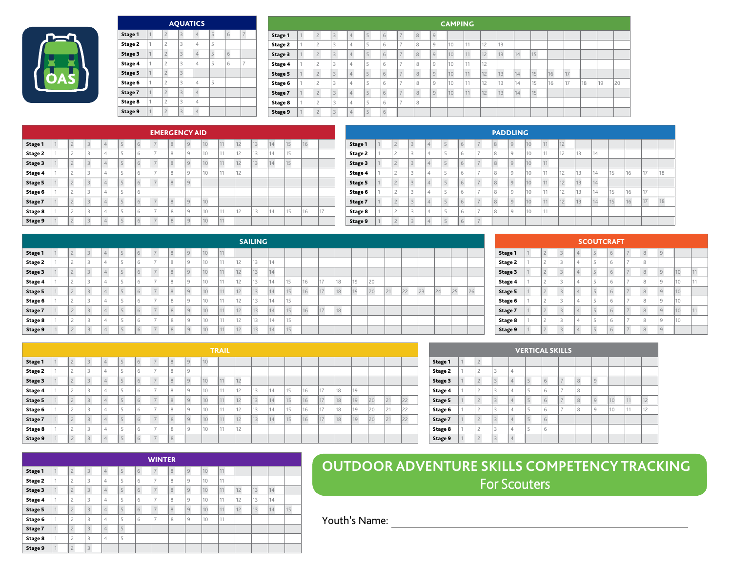# OUTDOOR ADVENTURE SKILLS COMPETENCY TRACKING

## For Scouters

Youth's Name: ______________________________

## AQUATICS

| Stage | | | | | | | |
|---|---|---|---|---|---|---|---|
| Stage 1 | 1 | 2 | 3 | 4 | 5 | 6 | 7 |
| Stage 2 | 1 | 2 | 3 | 4 | 5 | | |
| Stage 3 | 1 | 2 | 3 | 4 | 5 | 6 | |
| Stage 4 | 1 | 2 | 3 | 4 | 5 | 6 | 7 |
| Stage 5 | 1 | 2 | 3 | | | | |
| Stage 6 | 1 | 2 | 3 | 4 | 5 | | |
| Stage 7 | 1 | 2 | 3 | 4 | | | |
| Stage 8 | 1 | 2 | 3 | 4 | | | |
| Stage 9 | 1 | 2 | 3 | 4 | | | |

## CAMPING

| Stage | | | | | | | | | | | | | | | | | | | | |
|---|---|---|---|---|---|---|---|---|---|---|---|---|---|---|---|---|---|---|---|---|
| Stage 1 | 1 | 2 | 3 | 4 | 5 | 6 | 7 | 8 | 9 | | | | | | | | | | | |
| Stage 2 | 1 | 2 | 3 | 4 | 5 | 6 | 7 | 8 | 9 | 10 | 11 | 12 | 13 | | | | | | | |
| Stage 3 | 1 | 2 | 3 | 4 | 5 | 6 | 7 | 8 | 9 | 10 | 11 | 12 | 13 | 14 | 15 | | | | | |
| Stage 4 | 1 | 2 | 3 | 4 | 5 | 6 | 7 | 8 | 9 | 10 | 11 | 12 | | | | | | | | |
| Stage 5 | 1 | 2 | 3 | 4 | 5 | 6 | 7 | 8 | 9 | 10 | 11 | 12 | 13 | 14 | 15 | 16 | 17 | | | |
| Stage 6 | 1 | 2 | 3 | 4 | 5 | 6 | 7 | 8 | 9 | 10 | 11 | 12 | 13 | 14 | 15 | 16 | 17 | 18 | 19 | 20 |
| Stage 7 | 1 | 2 | 3 | 4 | 5 | 6 | 7 | 8 | 9 | 10 | 11 | 12 | 13 | 14 | 15 | | | | | |
| Stage 8 | 1 | 2 | 3 | 4 | 5 | 6 | 7 | 8 | | | | | | | | | | | | |
| Stage 9 | 1 | 2 | 3 | 4 | 5 | 6 | | | | | | | | | | | | | | |

## EMERGENCY AID

| Stage | | | | | | | | | | | | | | | | | |
|---|---|---|---|---|---|---|---|---|---|---|---|---|---|---|---|---|---|
| Stage 1 | 1 | 2 | 3 | 4 | 5 | 6 | 7 | 8 | 9 | 10 | 11 | 12 | 13 | 14 | 15 | 16 | |
| Stage 2 | 1 | 2 | 3 | 4 | 5 | 6 | 7 | 8 | 9 | 10 | 11 | 12 | 13 | 14 | 15 | | |
| Stage 3 | 1 | 2 | 3 | 4 | 5 | 6 | 7 | 8 | 9 | 10 | 11 | 12 | 13 | 14 | 15 | | |
| Stage 4 | 1 | 2 | 3 | 4 | 5 | 6 | 7 | 8 | 9 | 10 | 11 | 12 | | | | | |
| Stage 5 | 1 | 2 | 3 | 4 | 5 | 6 | 7 | 8 | 9 | | | | | | | | |
| Stage 6 | 1 | 2 | 3 | 4 | 5 | 6 | | | | | | | | | | | |
| Stage 7 | 1 | 2 | 3 | 4 | 5 | 6 | 7 | 8 | 9 | 10 | | | | | | | |
| Stage 8 | 1 | 2 | 3 | 4 | 5 | 6 | 7 | 8 | 9 | 10 | 11 | 12 | 13 | 14 | 15 | 16 | 17 |
| Stage 9 | 1 | 2 | 3 | 4 | 5 | 6 | 7 | 8 | 9 | 10 | 11 | | | | | | |

## PADDLING

| Stage | | | | | | | | | | | | | | | | | |
|---|---|---|---|---|---|---|---|---|---|---|---|---|---|---|---|---|---|
| Stage 1 | 1 | 2 | 3 | 4 | 5 | 6 | 7 | 8 | 9 | 10 | 11 | 12 | | | | | |
| Stage 2 | 1 | 2 | 3 | 4 | 5 | 6 | 7 | 8 | 9 | 10 | 11 | 12 | 13 | 14 | | | |
| Stage 3 | 1 | 2 | 3 | 4 | 5 | 6 | 7 | 8 | 9 | 10 | 11 | | | | | | |
| Stage 4 | 1 | 2 | 3 | 4 | 5 | 6 | 7 | 8 | 9 | 10 | 11 | 12 | 13 | 14 | 15 | 16 | 17 | 18 |
| Stage 5 | 1 | 2 | 3 | 4 | 5 | 6 | 7 | 8 | 9 | 10 | 11 | 12 | 13 | 14 | | | |
| Stage 6 | 1 | 2 | 3 | 4 | 5 | 6 | 7 | 8 | 9 | 10 | 11 | 12 | 13 | 14 | 15 | 16 | 17 |
| Stage 7 | 1 | 2 | 3 | 4 | 5 | 6 | 7 | 8 | 9 | 10 | 11 | 12 | 13 | 14 | 15 | 16 | 17 | 18 |
| Stage 8 | 1 | 2 | 3 | 4 | 5 | 6 | 7 | 8 | 9 | 10 | 11 | | | | | | |
| Stage 9 | 1 | 2 | 3 | 4 | 5 | 6 | 7 | | | | | | | | | | |

## SAILING

| Stage | | | | | | | | | | | | | | | | | | | | | | | | | | |
|---|---|---|---|---|---|---|---|---|---|---|---|---|---|---|---|---|---|---|---|---|---|---|---|---|---|---|
| Stage 1 | 1 | 2 | 3 | 4 | 5 | 6 | 7 | 8 | 9 | 10 | 11 | | | | | | | | | | | | | | | |
| Stage 2 | 1 | 2 | 3 | 4 | 5 | 6 | 7 | 8 | 9 | 10 | 11 | 12 | 13 | 14 | | | | | | | | | | | | |
| Stage 3 | 1 | 2 | 3 | 4 | 5 | 6 | 7 | 8 | 9 | 10 | 11 | 12 | 13 | 14 | | | | | | | | | | | | |
| Stage 4 | 1 | 2 | 3 | 4 | 5 | 6 | 7 | 8 | 9 | 10 | 11 | 12 | 13 | 14 | 15 | 16 | 17 | 18 | 19 | 20 | | | | | | |
| Stage 5 | 1 | 2 | 3 | 4 | 5 | 6 | 7 | 8 | 9 | 10 | 11 | 12 | 13 | 14 | 15 | 16 | 17 | 18 | 19 | 20 | 21 | 22 | 23 | 24 | 25 | 26 |
| Stage 6 | 1 | 2 | 3 | 4 | 5 | 6 | 7 | 8 | 9 | 10 | 11 | 12 | 13 | 14 | 15 | | | | | | | | | | | |
| Stage 7 | 1 | 2 | 3 | 4 | 5 | 6 | 7 | 8 | 9 | 10 | 11 | 12 | 13 | 14 | 15 | 16 | 17 | 18 | | | | | | | | |
| Stage 8 | 1 | 2 | 3 | 4 | 5 | 6 | 7 | 8 | 9 | 10 | 11 | 12 | 13 | 14 | 15 | | | | | | | | | | | |
| Stage 9 | 1 | 2 | 3 | 4 | 5 | 6 | 7 | 8 | 9 | 10 | 11 | 12 | 13 | 14 | 15 | | | | | | | | | | | |

## SCOUTCRAFT

| Stage | | | | | | | | | | | |
|---|---|---|---|---|---|---|---|---|---|---|---|
| Stage 1 | 1 | 2 | 3 | 4 | 5 | 6 | 7 | 8 | 9 | | |
| Stage 2 | 1 | 2 | 3 | 4 | 5 | 6 | 7 | 8 | | | |
| Stage 3 | 1 | 2 | 3 | 4 | 5 | 6 | 7 | 8 | 9 | 10 | 11 |
| Stage 4 | 1 | 2 | 3 | 4 | 5 | 6 | 7 | 8 | 9 | 10 | 11 |
| Stage 5 | 1 | 2 | 3 | 4 | 5 | 6 | 7 | 8 | 9 | 10 | |
| Stage 6 | 1 | 2 | 3 | 4 | 5 | 6 | 7 | 8 | 9 | 10 | |
| Stage 7 | 1 | 2 | 3 | 4 | 5 | 6 | 7 | 8 | 9 | 10 | 11 |
| Stage 8 | 1 | 2 | 3 | 4 | 5 | 6 | 7 | 8 | 9 | 10 | |
| Stage 9 | 1 | 2 | 3 | 4 | 5 | 6 | 7 | 8 | 9 | | |

## TRAIL

| Stage | | | | | | | | | | | | | | | | | | | | | | |
|---|---|---|---|---|---|---|---|---|---|---|---|---|---|---|---|---|---|---|---|---|---|---|
| Stage 1 | 1 | 2 | 3 | 4 | 5 | 6 | 7 | 8 | 9 | 10 | | | | | | | | | | | | |
| Stage 2 | 1 | 2 | 3 | 4 | 5 | 6 | 7 | 8 | 9 | | | | | | | | | | | | | |
| Stage 3 | 1 | 2 | 3 | 4 | 5 | 6 | 7 | 8 | 9 | 10 | 11 | 12 | | | | | | | | | | |
| Stage 4 | 1 | 2 | 3 | 4 | 5 | 6 | 7 | 8 | 9 | 10 | 11 | 12 | 13 | 14 | 15 | 16 | 17 | 18 | 19 | | | |
| Stage 5 | 1 | 2 | 3 | 4 | 5 | 6 | 7 | 8 | 9 | 10 | 11 | 12 | 13 | 14 | 15 | 16 | 17 | 18 | 19 | 20 | 21 | 22 |
| Stage 6 | 1 | 2 | 3 | 4 | 5 | 6 | 7 | 8 | 9 | 10 | 11 | 12 | 13 | 14 | 15 | 16 | 17 | 18 | 19 | 20 | 21 | 22 |
| Stage 7 | 1 | 2 | 3 | 4 | 5 | 6 | 7 | 8 | 9 | 10 | 11 | 12 | 13 | 14 | 15 | 16 | 17 | 18 | 19 | 20 | 21 | 22 |
| Stage 8 | 1 | 2 | 3 | 4 | 5 | 6 | 7 | 8 | 9 | 10 | 11 | 12 | | | | | | | | | | |
| Stage 9 | 1 | 2 | 3 | 4 | 5 | 6 | 7 | 8 | | | | | | | | | | | | | | |

## VERTICAL SKILLS

| Stage | | | | | | | | | | | | |
|---|---|---|---|---|---|---|---|---|---|---|---|---|
| Stage 1 | 1 | 2 | | | | | | | | | | |
| Stage 2 | 1 | 2 | 3 | 4 | | | | | | | | |
| Stage 3 | 1 | 2 | 3 | 4 | 5 | 6 | 7 | 8 | 9 | | | |
| Stage 4 | 1 | 2 | 3 | 4 | 5 | 6 | 7 | 8 | | | | |
| Stage 5 | 1 | 2 | 3 | 4 | 5 | 6 | 7 | 8 | 9 | 10 | 11 | 12 |
| Stage 6 | 1 | 2 | 3 | 4 | 5 | 6 | 7 | 8 | 9 | 10 | 11 | 12 |
| Stage 7 | 1 | 2 | 3 | 4 | 5 | 6 | | | | | | |
| Stage 8 | 1 | 2 | 3 | 4 | 5 | 6 | | | | | | |
| Stage 9 | 1 | 2 | 3 | 4 | | | | | | | | |

## WINTER

| Stage | | | | | | | | | | | | | | |
|---|---|---|---|---|---|---|---|---|---|---|---|---|---|---|
| Stage 1 | 1 | 2 | 3 | 4 | 5 | 6 | 7 | 8 | 9 | 10 | 11 | | | |
| Stage 2 | 1 | 2 | 3 | 4 | 5 | 6 | 7 | 8 | 9 | 10 | 11 | | | |
| Stage 3 | 1 | 2 | 3 | 4 | 5 | 6 | 7 | 8 | 9 | 10 | 11 | 12 | 13 | 14 |
| Stage 4 | 1 | 2 | 3 | 4 | 5 | 6 | 7 | 8 | 9 | 10 | 11 | 12 | 13 | 14 |
| Stage 5 | 1 | 2 | 3 | 4 | 5 | 6 | 7 | 8 | 9 | 10 | 11 | 12 | 13 | 14 | 15 |
| Stage 6 | 1 | 2 | 3 | 4 | 5 | 6 | 7 | 8 | 9 | 10 | 11 | | | |
| Stage 7 | 1 | 2 | 3 | 4 | 5 | | | | | | | | | |
| Stage 8 | 1 | 2 | 3 | 4 | 5 | | | | | | | | | |
| Stage 9 | 1 | 2 | 3 | | | | | | | | | | | |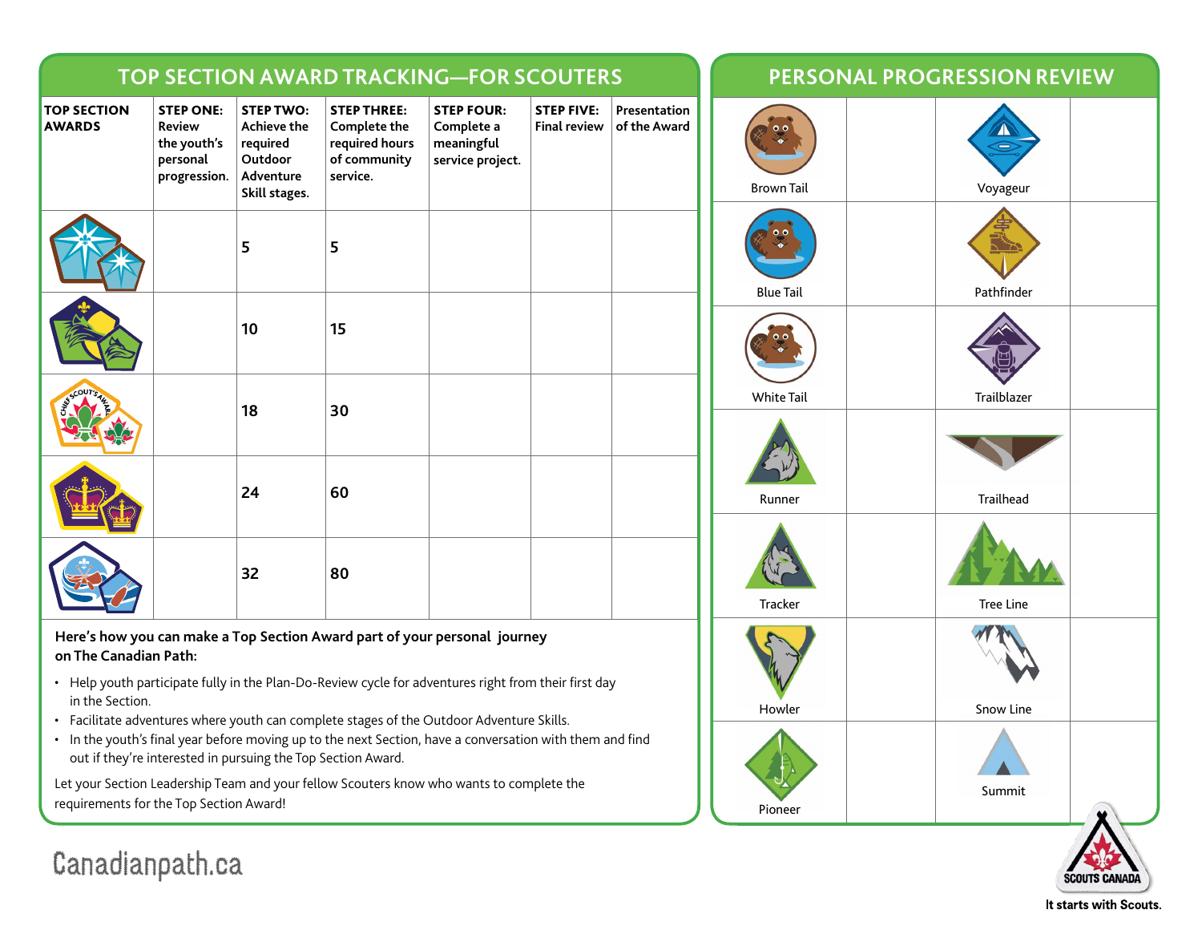## TOP SECTION AWARD TRACKING—FOR SCOUTERS

| TOP SECTION AWARDS | STEP ONE: Review the youth's personal progression. | STEP TWO: Achieve the required Outdoor Adventure Skill stages. | STEP THREE: Complete the required hours of community service. | STEP FOUR: Complete a meaningful service project. | STEP FIVE: Final review | Presentation of the Award |
|---|---|---|---|---|---|---|
| | | 5 | 5 | | | |
| | | 10 | 15 | | | |
| | | 18 | 30 | | | |
| | | 24 | 60 | | | |
| | | 32 | 80 | | | |

**Here's how you can make a Top Section Award part of your personal journey on The Canadian Path:**

- Help youth participate fully in the Plan-Do-Review cycle for adventures right from their first day in the Section.
- Facilitate adventures where youth can complete stages of the Outdoor Adventure Skills.
- In the youth's final year before moving up to the next Section, have a conversation with them and find out if they're interested in pursuing the Top Section Award.

Let your Section Leadership Team and your fellow Scouters know who wants to complete the requirements for the Top Section Award!

## PERSONAL PROGRESSION REVIEW

| | | | |
|---|---|---|---|
| Brown Tail | | Voyageur | |
| Blue Tail | | Pathfinder | |
| White Tail | | Trailblazer | |
| Runner | | Trailhead | |
| Tracker | | Tree Line | |
| Howler | | Snow Line | |
| Pioneer | | Summit | |

Canadianpath.ca

SCOUTS CANADA

It starts with Scouts.